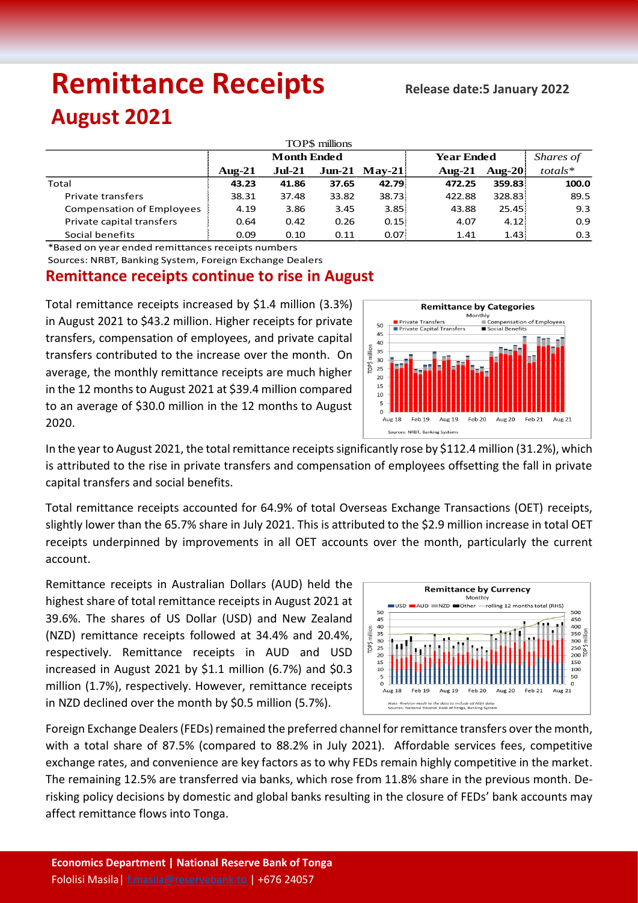# Remittance Receipts

**Release date:5 January 2022**

## August 2021

| TOP$ millions | Month Ended | | | | Year Ended | | *Shares of* |
|---|---|---|---|---|---|---|---|
| | **Aug-21** | **Jul-21** | **Jun-21** | **May-21** | **Aug-21** | **Aug-20** | *totals** |
| Total | **43.23** | **41.86** | **37.65** | **42.79** | **472.25** | **359.83** | **100.0** |
| Private transfers | 38.31 | 37.48 | 33.82 | 38.73 | 422.88 | 328.83 | 89.5 |
| Compensation of Employees | 4.19 | 3.86 | 3.45 | 3.85 | 43.88 | 25.45 | 9.3 |
| Private capital transfers | 0.64 | 0.42 | 0.26 | 0.15 | 4.07 | 4.12 | 0.9 |
| Social benefits | 0.09 | 0.10 | 0.11 | 0.07 | 1.41 | 1.43 | 0.3 |

*Based on year ended remittances receipts numbers

Sources: NRBT, Banking System, Foreign Exchange Dealers

### Remittance receipts continue to rise in August

Total remittance receipts increased by $1.4 million (3.3%) in August 2021 to $43.2 million. Higher receipts for private transfers, compensation of employees, and private capital transfers contributed to the increase over the month. On average, the monthly remittance receipts are much higher in the 12 months to August 2021 at $39.4 million compared to an average of $30.0 million in the 12 months to August 2020.

In the year to August 2021, the total remittance receipts significantly rose by $112.4 million (31.2%), which is attributed to the rise in private transfers and compensation of employees offsetting the fall in private capital transfers and social benefits.

Total remittance receipts accounted for 64.9% of total Overseas Exchange Transactions (OET) receipts, slightly lower than the 65.7% share in July 2021. This is attributed to the $2.9 million increase in total OET receipts underpinned by improvements in all OET accounts over the month, particularly the current account.

Remittance receipts in Australian Dollars (AUD) held the highest share of total remittance receipts in August 2021 at 39.6%. The shares of US Dollar (USD) and New Zealand (NZD) remittance receipts followed at 34.4% and 20.4%, respectively. Remittance receipts in AUD and USD increased in August 2021 by $1.1 million (6.7%) and $0.3 million (1.7%), respectively. However, remittance receipts in NZD declined over the month by $0.5 million (5.7%).

Foreign Exchange Dealers (FEDs) remained the preferred channel for remittance transfers over the month, with a total share of 87.5% (compared to 88.2% in July 2021). Affordable services fees, competitive exchange rates, and convenience are key factors as to why FEDs remain highly competitive in the market. The remaining 12.5% are transferred via banks, which rose from 11.8% share in the previous month. De-risking policy decisions by domestic and global banks resulting in the closure of FEDs' bank accounts may affect remittance flows into Tonga.

**Economics Department | National Reserve Bank of Tonga**
Fololisi Masila| f.masila@reservebank.to | +676 24057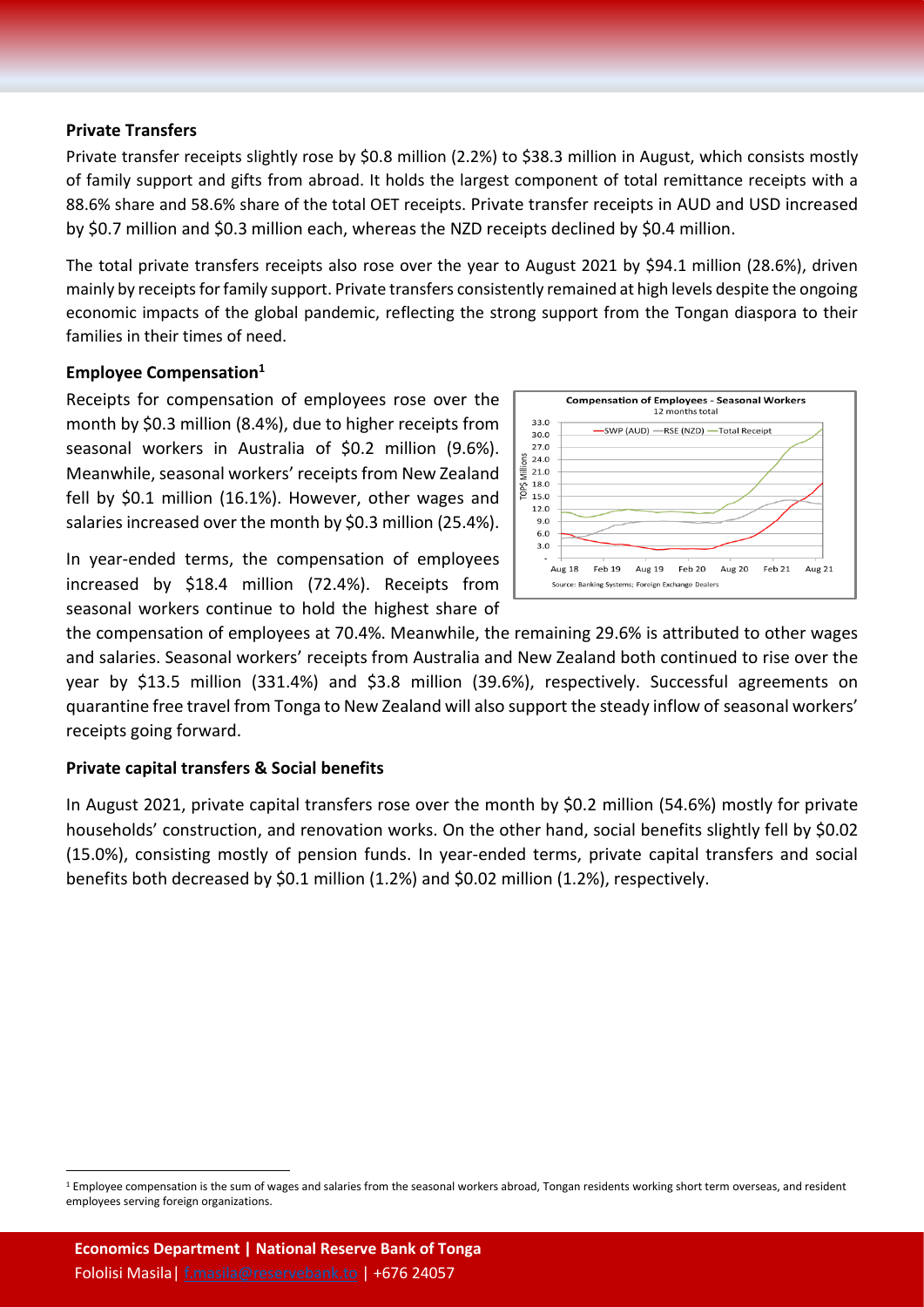### Private Transfers

Private transfer receipts slightly rose by \$0.8 million (2.2%) to \$38.3 million in August, which consists mostly of family support and gifts from abroad. It holds the largest component of total remittance receipts with a 88.6% share and 58.6% share of the total OET receipts. Private transfer receipts in AUD and USD increased by \$0.7 million and \$0.3 million each, whereas the NZD receipts declined by \$0.4 million.

The total private transfers receipts also rose over the year to August 2021 by \$94.1 million (28.6%), driven mainly by receipts for family support. Private transfers consistently remained at high levels despite the ongoing economic impacts of the global pandemic, reflecting the strong support from the Tongan diaspora to their families in their times of need.

### Employee Compensation[1]

Receipts for compensation of employees rose over the month by \$0.3 million (8.4%), due to higher receipts from seasonal workers in Australia of \$0.2 million (9.6%). Meanwhile, seasonal workers' receipts from New Zealand fell by \$0.1 million (16.1%). However, other wages and salaries increased over the month by \$0.3 million (25.4%).

In year-ended terms, the compensation of employees increased by \$18.4 million (72.4%). Receipts from seasonal workers continue to hold the highest share of the compensation of employees at 70.4%. Meanwhile, the remaining 29.6% is attributed to other wages and salaries. Seasonal workers' receipts from Australia and New Zealand both continued to rise over the year by \$13.5 million (331.4%) and \$3.8 million (39.6%), respectively. Successful agreements on quarantine free travel from Tonga to New Zealand will also support the steady inflow of seasonal workers' receipts going forward.

### Private capital transfers & Social benefits

In August 2021, private capital transfers rose over the month by \$0.2 million (54.6%) mostly for private households' construction, and renovation works. On the other hand, social benefits slightly fell by \$0.02 (15.0%), consisting mostly of pension funds. In year-ended terms, private capital transfers and social benefits both decreased by \$0.1 million (1.2%) and \$0.02 million (1.2%), respectively.

[1] Employee compensation is the sum of wages and salaries from the seasonal workers abroad, Tongan residents working short term overseas, and resident employees serving foreign organizations.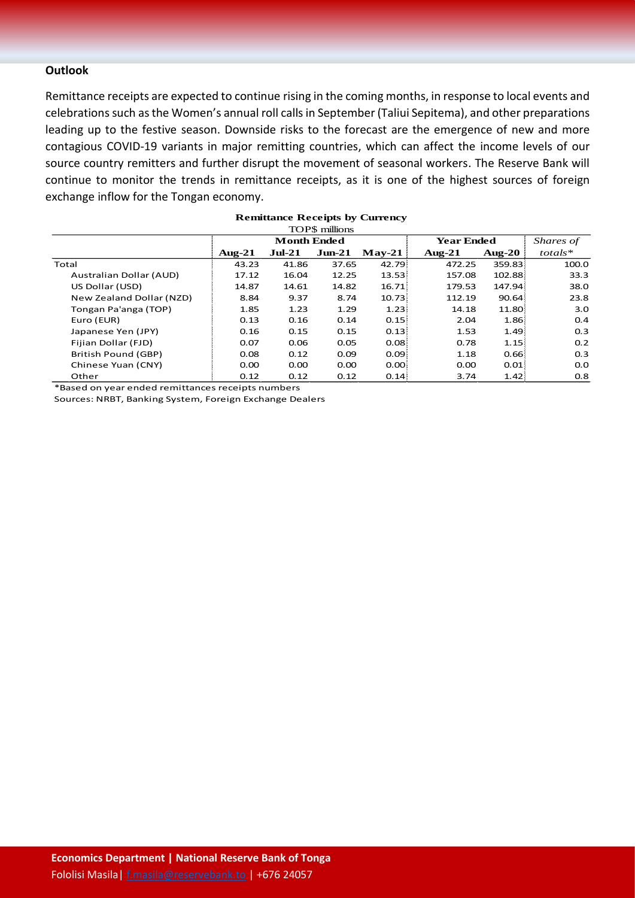**Outlook**

Remittance receipts are expected to continue rising in the coming months, in response to local events and celebrations such as the Women's annual roll calls in September (Taliui Sepitema), and other preparations leading up to the festive season. Downside risks to the forecast are the emergence of new and more contagious COVID-19 variants in major remitting countries, which can affect the income levels of our source country remitters and further disrupt the movement of seasonal workers. The Reserve Bank will continue to monitor the trends in remittance receipts, as it is one of the highest sources of foreign exchange inflow for the Tongan economy.

**Remittance Receipts by Currency**

TOP$ millions

| | Month Ended | | | | Year Ended | | *Shares of* |
|---|---|---|---|---|---|---|---|
| | Aug-21 | Jul-21 | Jun-21 | May-21 | Aug-21 | Aug-20 | *totals** |
| Total | 43.23 | 41.86 | 37.65 | 42.79 | 472.25 | 359.83 | 100.0 |
| Australian Dollar (AUD) | 17.12 | 16.04 | 12.25 | 13.53 | 157.08 | 102.88 | 33.3 |
| US Dollar (USD) | 14.87 | 14.61 | 14.82 | 16.71 | 179.53 | 147.94 | 38.0 |
| New Zealand Dollar (NZD) | 8.84 | 9.37 | 8.74 | 10.73 | 112.19 | 90.64 | 23.8 |
| Tongan Pa'anga (TOP) | 1.85 | 1.23 | 1.29 | 1.23 | 14.18 | 11.80 | 3.0 |
| Euro (EUR) | 0.13 | 0.16 | 0.14 | 0.15 | 2.04 | 1.86 | 0.4 |
| Japanese Yen (JPY) | 0.16 | 0.15 | 0.15 | 0.13 | 1.53 | 1.49 | 0.3 |
| Fijian Dollar (FJD) | 0.07 | 0.06 | 0.05 | 0.08 | 0.78 | 1.15 | 0.2 |
| British Pound (GBP) | 0.08 | 0.12 | 0.09 | 0.09 | 1.18 | 0.66 | 0.3 |
| Chinese Yuan (CNY) | 0.00 | 0.00 | 0.00 | 0.00 | 0.00 | 0.01 | 0.0 |
| Other | 0.12 | 0.12 | 0.12 | 0.14 | 3.74 | 1.42 | 0.8 |

*Based on year ended remittances receipts numbers

Sources: NRBT, Banking System, Foreign Exchange Dealers

**Economics Department | National Reserve Bank of Tonga**

Fololisi Masila| f.masila@reservebank.to | +676 24057